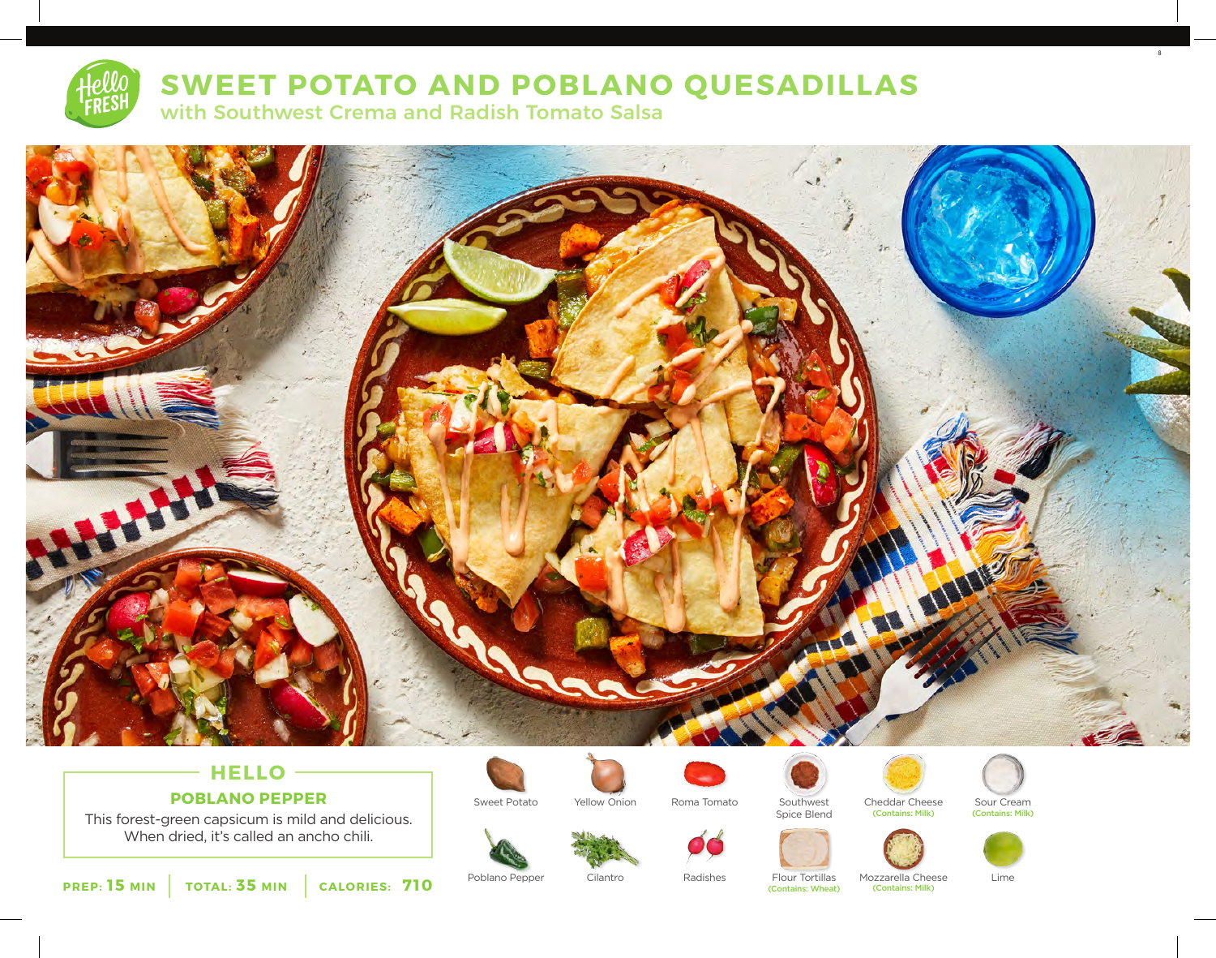# SWEET POTATO AND POBLANO QUESADILLAS

## with Southwest Crema and Radish Tomato Salsa

### HELLO

**POBLANO PEPPER**

This forest-green capsicum is mild and delicious. When dried, it's called an ancho chili.

**PREP: 15 MIN** | **TOTAL: 35 MIN** | **CALORIES: 710**

- Sweet Potato
- Yellow Onion
- Roma Tomato
- Southwest Spice Blend
- Cheddar Cheese (Contains: Milk)
- Sour Cream (Contains: Milk)
- Poblano Pepper
- Cilantro
- Radishes
- Flour Tortillas (Contains: Wheat)
- Mozzarella Cheese (Contains: Milk)
- Lime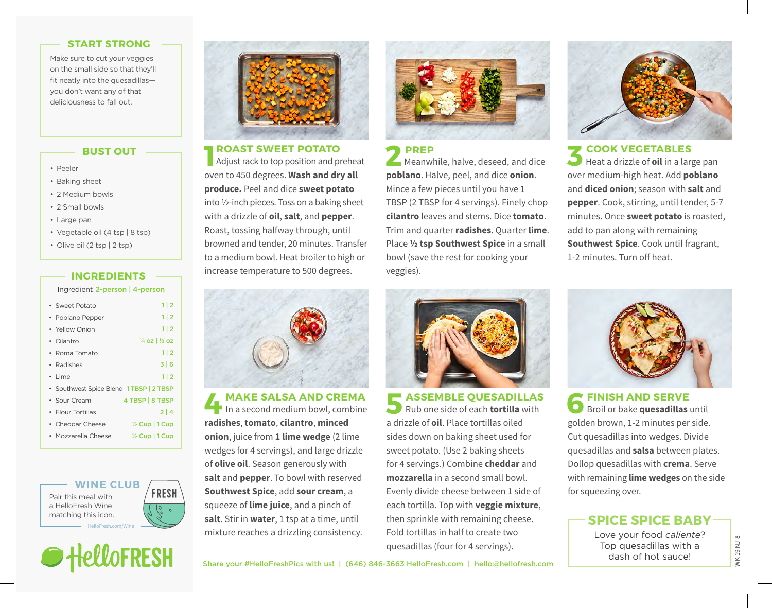## START STRONG

Make sure to cut your veggies on the small side so that they'll fit neatly into the quesadillas—you don't want any of that deliciousness to fall out.

## BUST OUT

- Peeler
- Baking sheet
- 2 Medium bowls
- 2 Small bowls
- Large pan
- Vegetable oil (4 tsp | 8 tsp)
- Olive oil (2 tsp | 2 tsp)

## INGREDIENTS

| Ingredient | 2-person \| 4-person |
|---|---|
| Sweet Potato | 1 \| 2 |
| Poblano Pepper | 1 \| 2 |
| Yellow Onion | 1 \| 2 |
| Cilantro | ¼ oz \| ½ oz |
| Roma Tomato | 1 \| 2 |
| Radishes | 3 \| 6 |
| Lime | 1 \| 2 |
| Southwest Spice Blend | 1 TBSP \| 2 TBSP |
| Sour Cream | 4 TBSP \| 8 TBSP |
| Flour Tortillas | 2 \| 4 |
| Cheddar Cheese | ½ Cup \| 1 Cup |
| Mozzarella Cheese | ½ Cup \| 1 Cup |

## WINE CLUB

Pair this meal with a HelloFresh Wine matching this icon.

FRESH

HelloFresh.com/Wine

HelloFRESH

## 1 ROAST SWEET POTATO

Adjust rack to top position and preheat oven to 450 degrees. **Wash and dry all produce.** Peel and dice **sweet potato** into ½-inch pieces. Toss on a baking sheet with a drizzle of **oil**, **salt**, and **pepper**. Roast, tossing halfway through, until browned and tender, 20 minutes. Transfer to a medium bowl. Heat broiler to high or increase temperature to 500 degrees.

## 2 PREP

Meanwhile, halve, deseed, and dice **poblano**. Halve, peel, and dice **onion**. Mince a few pieces until you have 1 TBSP (2 TBSP for 4 servings). Finely chop **cilantro** leaves and stems. Dice **tomato**. Trim and quarter **radishes**. Quarter **lime**. Place **½ tsp Southwest Spice** in a small bowl (save the rest for cooking your veggies).

## 3 COOK VEGETABLES

Heat a drizzle of **oil** in a large pan over medium-high heat. Add **poblano** and **diced onion**; season with **salt** and **pepper**. Cook, stirring, until tender, 5-7 minutes. Once **sweet potato** is roasted, add to pan along with remaining **Southwest Spice**. Cook until fragrant, 1-2 minutes. Turn off heat.

## 4 MAKE SALSA AND CREMA

In a second medium bowl, combine **radishes**, **tomato**, **cilantro**, **minced onion**, juice from **1 lime wedge** (2 lime wedges for 4 servings), and large drizzle of **olive oil**. Season generously with **salt** and **pepper**. To bowl with reserved **Southwest Spice**, add **sour cream**, a squeeze of **lime juice**, and a pinch of **salt**. Stir in **water**, 1 tsp at a time, until mixture reaches a drizzling consistency.

## 5 ASSEMBLE QUESADILLAS

Rub one side of each **tortilla** with a drizzle of **oil**. Place tortillas oiled sides down on baking sheet used for sweet potato. (Use 2 baking sheets for 4 servings.) Combine **cheddar** and **mozzarella** in a second small bowl. Evenly divide cheese between 1 side of each tortilla. Top with **veggie mixture**, then sprinkle with remaining cheese. Fold tortillas in half to create two quesadillas (four for 4 servings).

## 6 FINISH AND SERVE

Broil or bake **quesadillas** until golden brown, 1-2 minutes per side. Cut quesadillas into wedges. Divide quesadillas and **salsa** between plates. Dollop quesadillas with **crema**. Serve with remaining **lime wedges** on the side for squeezing over.

## SPICE SPICE BABY

Love your food *caliente*? Top quesadillas with a dash of hot sauce!

Share your #HelloFreshPics with us! | (646) 846-3663 HelloFresh.com | hello@hellofresh.com

WK 19 NJ-8